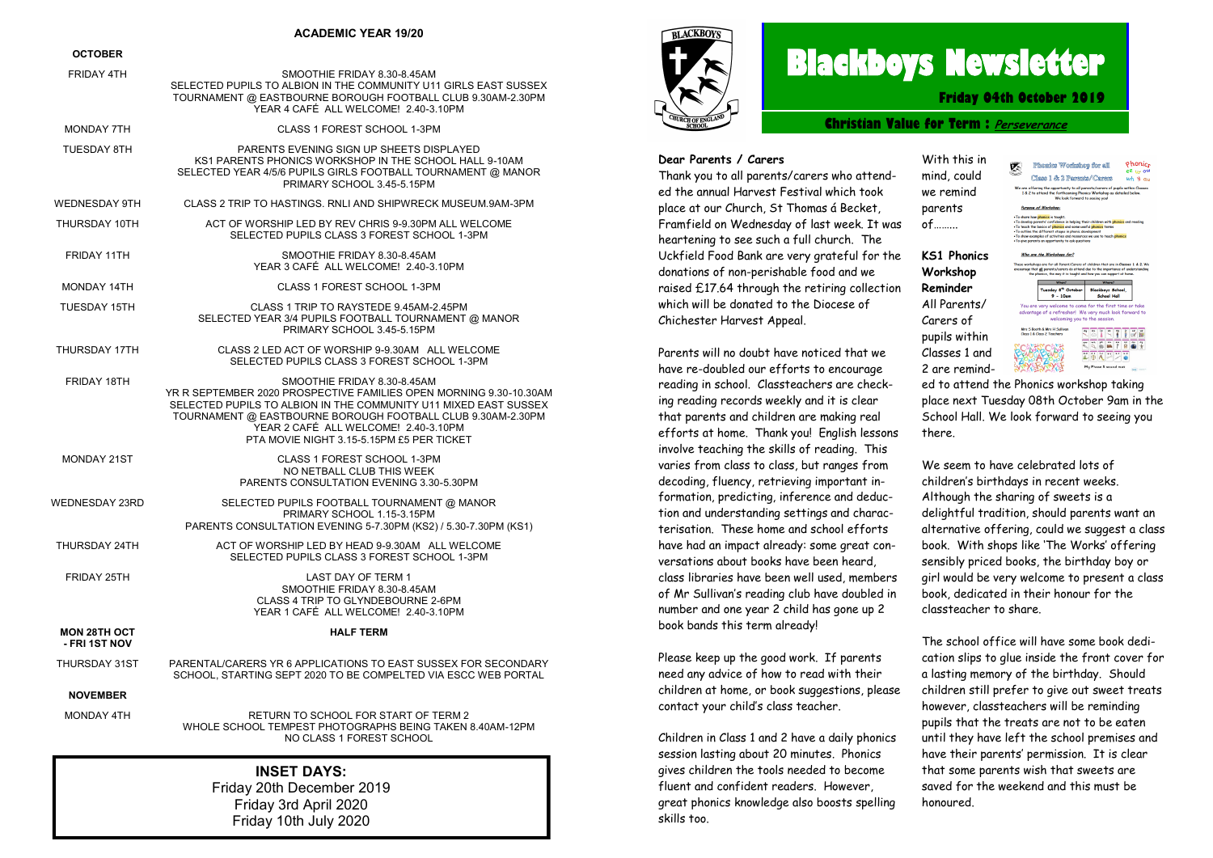## ACADEMIC YEAR 19/20

**OCTOBER**

| | |
|---|---|
| FRIDAY 4TH | SMOOTHIE FRIDAY 8.30-8.45AM<br>SELECTED PUPILS TO ALBION IN THE COMMUNITY U11 GIRLS EAST SUSSEX TOURNAMENT @ EASTBOURNE BOROUGH FOOTBALL CLUB 9.30AM-2.30PM<br>YEAR 4 CAFÉ ALL WELCOME! 2.40-3.10PM |
| MONDAY 7TH | CLASS 1 FOREST SCHOOL 1-3PM |
| TUESDAY 8TH | PARENTS EVENING SIGN UP SHEETS DISPLAYED<br>KS1 PARENTS PHONICS WORKSHOP IN THE SCHOOL HALL 9-10AM<br>SELECTED YEAR 4/5/6 PUPILS GIRLS FOOTBALL TOURNAMENT @ MANOR PRIMARY SCHOOL 3.45-5.15PM |
| WEDNESDAY 9TH | CLASS 2 TRIP TO HASTINGS. RNLI AND SHIPWRECK MUSEUM.9AM-3PM |
| THURSDAY 10TH | ACT OF WORSHIP LED BY REV CHRIS 9-9.30PM ALL WELCOME<br>SELECTED PUPILS CLASS 3 FOREST SCHOOL 1-3PM |
| FRIDAY 11TH | SMOOTHIE FRIDAY 8.30-8.45AM<br>YEAR 3 CAFÉ ALL WELCOME! 2.40-3.10PM |
| MONDAY 14TH | CLASS 1 FOREST SCHOOL 1-3PM |
| TUESDAY 15TH | CLASS 1 TRIP TO RAYSTEDE 9.45AM-2.45PM<br>SELECTED YEAR 3/4 PUPILS FOOTBALL TOURNAMENT @ MANOR PRIMARY SCHOOL 3.45-5.15PM |
| THURSDAY 17TH | CLASS 2 LED ACT OF WORSHIP 9-9.30AM ALL WELCOME<br>SELECTED PUPILS CLASS 3 FOREST SCHOOL 1-3PM |
| FRIDAY 18TH | SMOOTHIE FRIDAY 8.30-8.45AM<br>YR R SEPTEMBER 2020 PROSPECTIVE FAMILIES OPEN MORNING 9.30-10.30AM<br>SELECTED PUPILS TO ALBION IN THE COMMUNITY U11 MIXED EAST SUSSEX TOURNAMENT @ EASTBOURNE BOROUGH FOOTBALL CLUB 9.30AM-2.30PM<br>YEAR 2 CAFÉ ALL WELCOME! 2.40-3.10PM<br>PTA MOVIE NIGHT 3.15-5.15PM £5 PER TICKET |
| MONDAY 21ST | CLASS 1 FOREST SCHOOL 1-3PM<br>NO NETBALL CLUB THIS WEEK<br>PARENTS CONSULTATION EVENING 3.30-5.30PM |
| WEDNESDAY 23RD | SELECTED PUPILS FOOTBALL TOURNAMENT @ MANOR PRIMARY SCHOOL 1.15-3.15PM<br>PARENTS CONSULTATION EVENING 5-7.30PM (KS2) / 5.30-7.30PM (KS1) |
| THURSDAY 24TH | ACT OF WORSHIP LED BY HEAD 9-9.30AM ALL WELCOME<br>SELECTED PUPILS CLASS 3 FOREST SCHOOL 1-3PM |
| FRIDAY 25TH | LAST DAY OF TERM 1<br>SMOOTHIE FRIDAY 8.30-8.45AM<br>CLASS 4 TRIP TO GLYNDEBOURNE 2-6PM<br>YEAR 1 CAFÉ ALL WELCOME! 2.40-3.10PM |
| **MON 28TH OCT - FRI 1ST NOV** | **HALF TERM** |
| THURSDAY 31ST | PARENTAL/CARERS YR 6 APPLICATIONS TO EAST SUSSEX FOR SECONDARY SCHOOL, STARTING SEPT 2020 TO BE COMPELTED VIA ESCC WEB PORTAL |

**NOVEMBER**

| | |
|---|---|
| MONDAY 4TH | RETURN TO SCHOOL FOR START OF TERM 2<br>WHOLE SCHOOL TEMPEST PHOTOGRAPHS BEING TAKEN 8.40AM-12PM<br>NO CLASS 1 FOREST SCHOOL |

**INSET DAYS:**
Friday 20th December 2019
Friday 3rd April 2020
Friday 10th July 2020

# Blackboys Newsletter

**Friday 04th October 2019**

**Christian Value for Term :** *Perseverance*

**Dear Parents / Carers**

Thank you to all parents/carers who attended the annual Harvest Festival which took place at our Church, St Thomas á Becket, Framfield on Wednesday of last week. It was heartening to see such a full church. The Uckfield Food Bank are very grateful for the donations of non-perishable food and we raised £17.64 through the retiring collection which will be donated to the Diocese of Chichester Harvest Appeal.

Parents will no doubt have noticed that we have re-doubled our efforts to encourage reading in school. Classteachers are checking reading records weekly and it is clear that parents and children are making real efforts at home. Thank you! English lessons involve teaching the skills of reading. This varies from class to class, but ranges from decoding, fluency, retrieving important information, predicting, inference and deduction and understanding settings and characterisation. These home and school efforts have had an impact already: some great conversations about books have been heard, class libraries have been well used, members of Mr Sullivan's reading club have doubled in number and one year 2 child has gone up 2 book bands this term already!

Please keep up the good work. If parents need any advice of how to read with their children at home, or book suggestions, please contact your child's class teacher.

Children in Class 1 and 2 have a daily phonics session lasting about 20 minutes. Phonics gives children the tools needed to become fluent and confident readers. However, great phonics knowledge also boosts spelling skills too.

With this in mind, could we remind parents of………

**KS1 Phonics Workshop Reminder**

All Parents/Carers of pupils within Classes 1 and 2 are reminded to attend the Phonics workshop taking place next Tuesday 08th October 9am in the School Hall. We look forward to seeing you there.

We seem to have celebrated lots of children's birthdays in recent weeks. Although the sharing of sweets is a delightful tradition, should parents want an alternative offering, could we suggest a class book. With shops like 'The Works' offering sensibly priced books, the birthday boy or girl would be very welcome to present a class book, dedicated in their honour for the classteacher to share.

The school office will have some book dedication slips to glue inside the front cover for a lasting memory of the birthday. Should children still prefer to give out sweet treats however, classteachers will be reminding pupils that the treats are not to be eaten until they have left the school premises and have their parents' permission. It is clear that some parents wish that sweets are saved for the weekend and this must be honoured.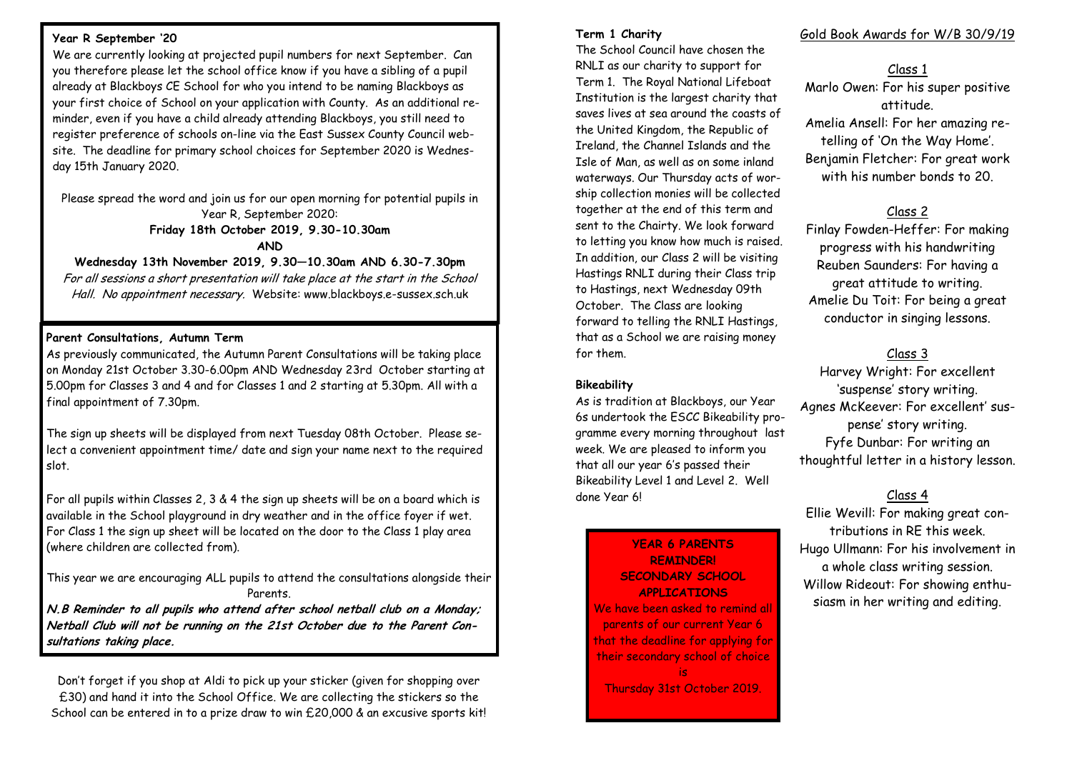**Year R September '20**

We are currently looking at projected pupil numbers for next September. Can you therefore please let the school office know if you have a sibling of a pupil already at Blackboys CE School for who you intend to be naming Blackboys as your first choice of School on your application with County. As an additional reminder, even if you have a child already attending Blackboys, you still need to register preference of schools on-line via the East Sussex County Council website. The deadline for primary school choices for September 2020 is Wednesday 15th January 2020.

Please spread the word and join us for our open morning for potential pupils in Year R, September 2020:

**Friday 18th October 2019, 9.30-10.30am**

**AND**

**Wednesday 13th November 2019, 9.30—10.30am AND 6.30-7.30pm**

*For all sessions a short presentation will take place at the start in the School Hall. No appointment necessary.* Website: www.blackboys.e-sussex.sch.uk

**Parent Consultations, Autumn Term**

As previously communicated, the Autumn Parent Consultations will be taking place on Monday 21st October 3.30-6.00pm AND Wednesday 23rd October starting at 5.00pm for Classes 3 and 4 and for Classes 1 and 2 starting at 5.30pm. All with a final appointment of 7.30pm.

The sign up sheets will be displayed from next Tuesday 08th October. Please select a convenient appointment time/ date and sign your name next to the required slot.

For all pupils within Classes 2, 3 & 4 the sign up sheets will be on a board which is available in the School playground in dry weather and in the office foyer if wet. For Class 1 the sign up sheet will be located on the door to the Class 1 play area (where children are collected from).

This year we are encouraging ALL pupils to attend the consultations alongside their Parents.

***N.B Reminder to all pupils who attend after school netball club on a Monday; Netball Club will not be running on the 21st October due to the Parent Consultations taking place.***

Don't forget if you shop at Aldi to pick up your sticker (given for shopping over £30) and hand it into the School Office. We are collecting the stickers so the School can be entered in to a prize draw to win £20,000 & an excusive sports kit!

**Term 1 Charity**

The School Council have chosen the RNLI as our charity to support for Term 1. The Royal National Lifeboat Institution is the largest charity that saves lives at sea around the coasts of the United Kingdom, the Republic of Ireland, the Channel Islands and the Isle of Man, as well as on some inland waterways. Our Thursday acts of worship collection monies will be collected together at the end of this term and sent to the Chairty. We look forward to letting you know how much is raised. In addition, our Class 2 will be visiting Hastings RNLI during their Class trip to Hastings, next Wednesday 09th October. The Class are looking forward to telling the RNLI Hastings, that as a School we are raising money for them.

**Bikeability**

As is tradition at Blackboys, our Year 6s undertook the ESCC Bikeability programme every morning throughout last week. We are pleased to inform you that all our year 6's passed their Bikeability Level 1 and Level 2. Well done Year 6!

**YEAR 6 PARENTS REMINDER!**
**SECONDARY SCHOOL APPLICATIONS**

We have been asked to remind all parents of our current Year 6 that the deadline for applying for their secondary school of choice is

Thursday 31st October 2019.

Gold Book Awards for W/B 30/9/19

Class 1

Marlo Owen: For his super positive attitude.

Amelia Ansell: For her amazing retelling of 'On the Way Home'.

Benjamin Fletcher: For great work with his number bonds to 20.

Class 2

Finlay Fowden-Heffer: For making progress with his handwriting

Reuben Saunders: For having a great attitude to writing.

Amelie Du Toit: For being a great conductor in singing lessons.

Class 3

Harvey Wright: For excellent 'suspense' story writing.

Agnes McKeever: For excellent' suspense' story writing.

Fyfe Dunbar: For writing an thoughtful letter in a history lesson.

Class 4

Ellie Wevill: For making great contributions in RE this week.

Hugo Ullmann: For his involvement in a whole class writing session.

Willow Rideout: For showing enthusiasm in her writing and editing.